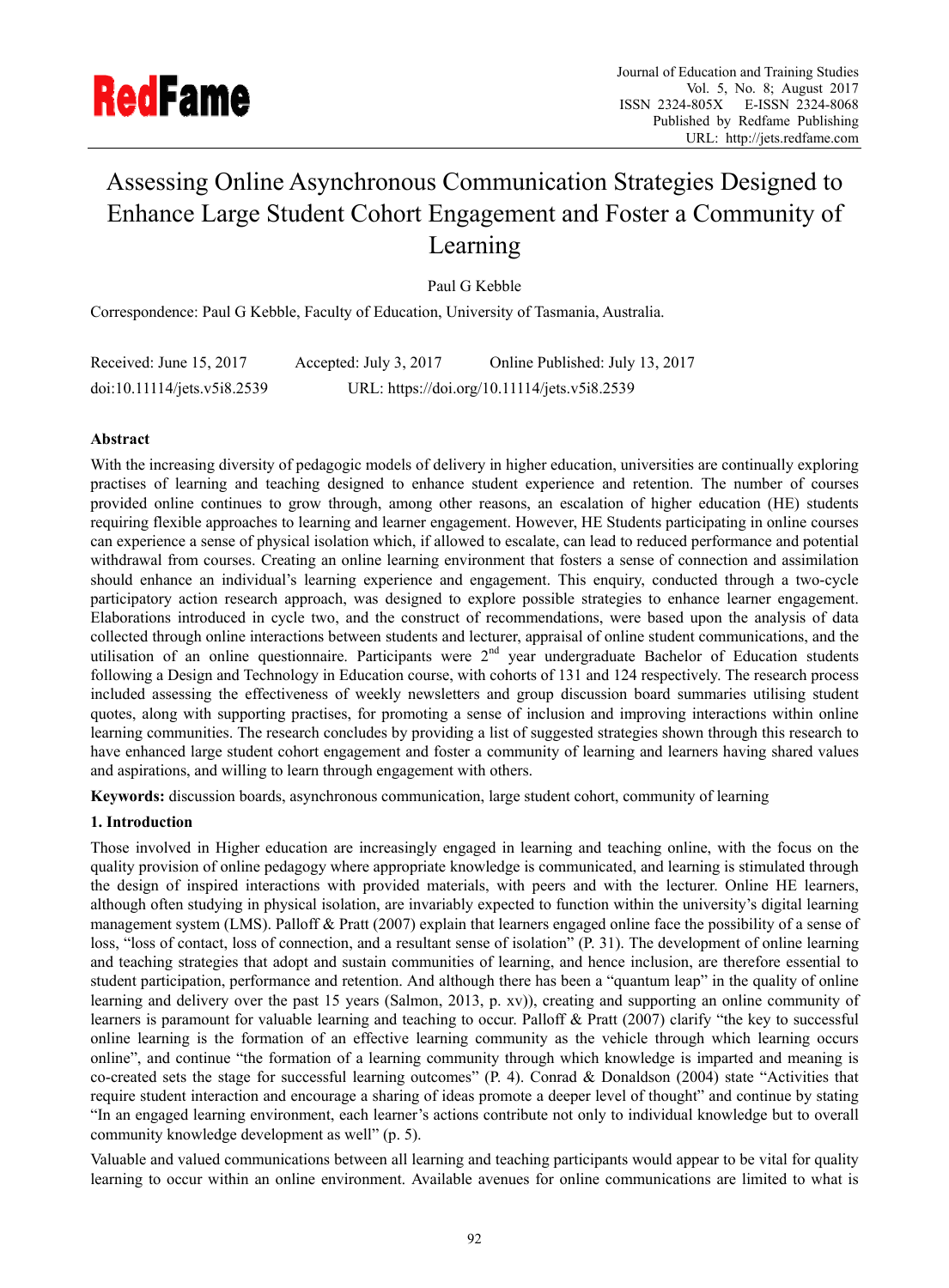# Assessing Online Asynchronous Communication Strategies Designed to Enhance Large Student Cohort Engagement and Foster a Community of Learning

Paul G Kebble

Correspondence: Paul G Kebble, Faculty of Education, University of Tasmania, Australia.

Received: June 15, 2017 Accepted: July 3, 2017 Online Published: July 13, 2017

doi:10.11114/jets.v5i8.2539 URL: https://doi.org/10.11114/jets.v5i8.2539

## Abstract

With the increasing diversity of pedagogic models of delivery in higher education, universities are continually exploring practises of learning and teaching designed to enhance student experience and retention. The number of courses provided online continues to grow through, among other reasons, an escalation of higher education (HE) students requiring flexible approaches to learning and learner engagement. However, HE Students participating in online courses can experience a sense of physical isolation which, if allowed to escalate, can lead to reduced performance and potential withdrawal from courses. Creating an online learning environment that fosters a sense of connection and assimilation should enhance an individual's learning experience and engagement. This enquiry, conducted through a two-cycle participatory action research approach, was designed to explore possible strategies to enhance learner engagement. Elaborations introduced in cycle two, and the construct of recommendations, were based upon the analysis of data collected through online interactions between students and lecturer, appraisal of online student communications, and the utilisation of an online questionnaire. Participants were 2nd year undergraduate Bachelor of Education students following a Design and Technology in Education course, with cohorts of 131 and 124 respectively. The research process included assessing the effectiveness of weekly newsletters and group discussion board summaries utilising student quotes, along with supporting practises, for promoting a sense of inclusion and improving interactions within online learning communities. The research concludes by providing a list of suggested strategies shown through this research to have enhanced large student cohort engagement and foster a community of learning and learners having shared values and aspirations, and willing to learn through engagement with others.

**Keywords:** discussion boards, asynchronous communication, large student cohort, community of learning

## 1. Introduction

Those involved in Higher education are increasingly engaged in learning and teaching online, with the focus on the quality provision of online pedagogy where appropriate knowledge is communicated, and learning is stimulated through the design of inspired interactions with provided materials, with peers and with the lecturer. Online HE learners, although often studying in physical isolation, are invariably expected to function within the university's digital learning management system (LMS). Palloff & Pratt (2007) explain that learners engaged online face the possibility of a sense of loss, "loss of contact, loss of connection, and a resultant sense of isolation" (P. 31). The development of online learning and teaching strategies that adopt and sustain communities of learning, and hence inclusion, are therefore essential to student participation, performance and retention. And although there has been a "quantum leap" in the quality of online learning and delivery over the past 15 years (Salmon, 2013, p. xv)), creating and supporting an online community of learners is paramount for valuable learning and teaching to occur. Palloff & Pratt (2007) clarify "the key to successful online learning is the formation of an effective learning community as the vehicle through which learning occurs online", and continue "the formation of a learning community through which knowledge is imparted and meaning is co-created sets the stage for successful learning outcomes" (P. 4). Conrad & Donaldson (2004) state "Activities that require student interaction and encourage a sharing of ideas promote a deeper level of thought" and continue by stating "In an engaged learning environment, each learner's actions contribute not only to individual knowledge but to overall community knowledge development as well" (p. 5).

Valuable and valued communications between all learning and teaching participants would appear to be vital for quality learning to occur within an online environment. Available avenues for online communications are limited to what is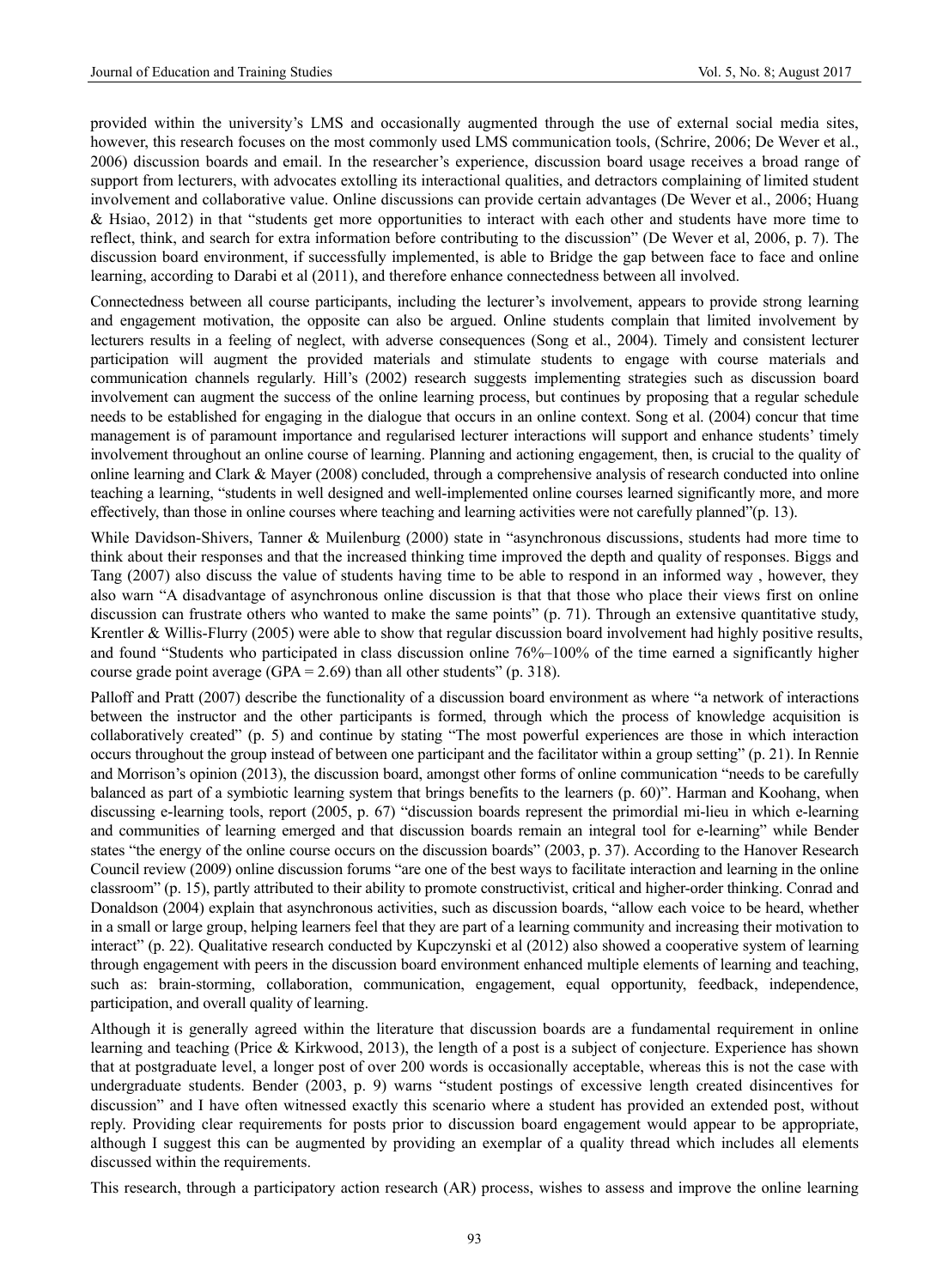provided within the university's LMS and occasionally augmented through the use of external social media sites, however, this research focuses on the most commonly used LMS communication tools, (Schrire, 2006; De Wever et al., 2006) discussion boards and email. In the researcher's experience, discussion board usage receives a broad range of support from lecturers, with advocates extolling its interactional qualities, and detractors complaining of limited student involvement and collaborative value. Online discussions can provide certain advantages (De Wever et al., 2006; Huang & Hsiao, 2012) in that "students get more opportunities to interact with each other and students have more time to reflect, think, and search for extra information before contributing to the discussion" (De Wever et al, 2006, p. 7). The discussion board environment, if successfully implemented, is able to Bridge the gap between face to face and online learning, according to Darabi et al (2011), and therefore enhance connectedness between all involved.

Connectedness between all course participants, including the lecturer's involvement, appears to provide strong learning and engagement motivation, the opposite can also be argued. Online students complain that limited involvement by lecturers results in a feeling of neglect, with adverse consequences (Song et al., 2004). Timely and consistent lecturer participation will augment the provided materials and stimulate students to engage with course materials and communication channels regularly. Hill's (2002) research suggests implementing strategies such as discussion board involvement can augment the success of the online learning process, but continues by proposing that a regular schedule needs to be established for engaging in the dialogue that occurs in an online context. Song et al. (2004) concur that time management is of paramount importance and regularised lecturer interactions will support and enhance students' timely involvement throughout an online course of learning. Planning and actioning engagement, then, is crucial to the quality of online learning and Clark & Mayer (2008) concluded, through a comprehensive analysis of research conducted into online teaching a learning, "students in well designed and well-implemented online courses learned significantly more, and more effectively, than those in online courses where teaching and learning activities were not carefully planned"(p. 13).

While Davidson-Shivers, Tanner & Muilenburg (2000) state in "asynchronous discussions, students had more time to think about their responses and that the increased thinking time improved the depth and quality of responses. Biggs and Tang (2007) also discuss the value of students having time to be able to respond in an informed way , however, they also warn "A disadvantage of asynchronous online discussion is that that those who place their views first on online discussion can frustrate others who wanted to make the same points" (p. 71). Through an extensive quantitative study, Krentler & Willis-Flurry (2005) were able to show that regular discussion board involvement had highly positive results, and found "Students who participated in class discussion online 76%–100% of the time earned a significantly higher course grade point average (GPA = 2.69) than all other students" (p. 318).

Palloff and Pratt (2007) describe the functionality of a discussion board environment as where "a network of interactions between the instructor and the other participants is formed, through which the process of knowledge acquisition is collaboratively created" (p. 5) and continue by stating "The most powerful experiences are those in which interaction occurs throughout the group instead of between one participant and the facilitator within a group setting" (p. 21). In Rennie and Morrison's opinion (2013), the discussion board, amongst other forms of online communication "needs to be carefully balanced as part of a symbiotic learning system that brings benefits to the learners (p. 60)". Harman and Koohang, when discussing e-learning tools, report (2005, p. 67) "discussion boards represent the primordial mi-lieu in which e-learning and communities of learning emerged and that discussion boards remain an integral tool for e-learning" while Bender states "the energy of the online course occurs on the discussion boards" (2003, p. 37). According to the Hanover Research Council review (2009) online discussion forums "are one of the best ways to facilitate interaction and learning in the online classroom" (p. 15), partly attributed to their ability to promote constructivist, critical and higher-order thinking. Conrad and Donaldson (2004) explain that asynchronous activities, such as discussion boards, "allow each voice to be heard, whether in a small or large group, helping learners feel that they are part of a learning community and increasing their motivation to interact" (p. 22). Qualitative research conducted by Kupczynski et al (2012) also showed a cooperative system of learning through engagement with peers in the discussion board environment enhanced multiple elements of learning and teaching, such as: brain-storming, collaboration, communication, engagement, equal opportunity, feedback, independence, participation, and overall quality of learning.

Although it is generally agreed within the literature that discussion boards are a fundamental requirement in online learning and teaching (Price & Kirkwood, 2013), the length of a post is a subject of conjecture. Experience has shown that at postgraduate level, a longer post of over 200 words is occasionally acceptable, whereas this is not the case with undergraduate students. Bender (2003, p. 9) warns "student postings of excessive length created disincentives for discussion" and I have often witnessed exactly this scenario where a student has provided an extended post, without reply. Providing clear requirements for posts prior to discussion board engagement would appear to be appropriate, although I suggest this can be augmented by providing an exemplar of a quality thread which includes all elements discussed within the requirements.

This research, through a participatory action research (AR) process, wishes to assess and improve the online learning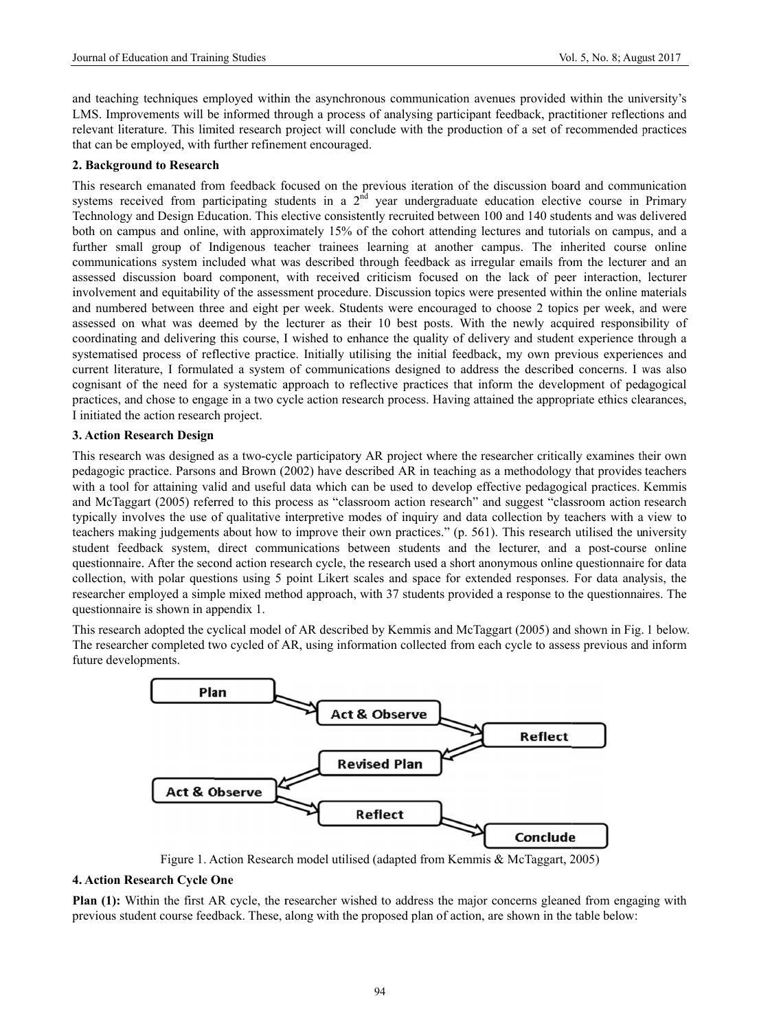and teaching techniques employed within the asynchronous communication avenues provided within the university's LMS. Improvements will be informed through a process of analysing participant feedback, practitioner reflections and relevant literature. This limited research project will conclude with the production of a set of recommended practices that can be employed, with further refinement encouraged.

## 2. Background to Research

This research emanated from feedback focused on the previous iteration of the discussion board and communication systems received from participating students in a 2nd year undergraduate education elective course in Primary Technology and Design Education. This elective consistently recruited between 100 and 140 students and was delivered both on campus and online, with approximately 15% of the cohort attending lectures and tutorials on campus, and a further small group of Indigenous teacher trainees learning at another campus. The inherited course online communications system included what was described through feedback as irregular emails from the lecturer and an assessed discussion board component, with received criticism focused on the lack of peer interaction, lecturer involvement and equitability of the assessment procedure. Discussion topics were presented within the online materials and numbered between three and eight per week. Students were encouraged to choose 2 topics per week, and were assessed on what was deemed by the lecturer as their 10 best posts. With the newly acquired responsibility of coordinating and delivering this course, I wished to enhance the quality of delivery and student experience through a systematised process of reflective practice. Initially utilising the initial feedback, my own previous experiences and current literature, I formulated a system of communications designed to address the described concerns. I was also cognisant of the need for a systematic approach to reflective practices that inform the development of pedagogical practices, and chose to engage in a two cycle action research process. Having attained the appropriate ethics clearances, I initiated the action research project.

## 3. Action Research Design

This research was designed as a two-cycle participatory AR project where the researcher critically examines their own pedagogic practice. Parsons and Brown (2002) have described AR in teaching as a methodology that provides teachers with a tool for attaining valid and useful data which can be used to develop effective pedagogical practices. Kemmis and McTaggart (2005) referred to this process as "classroom action research" and suggest "classroom action research typically involves the use of qualitative interpretive modes of inquiry and data collection by teachers with a view to teachers making judgements about how to improve their own practices." (p. 561). This research utilised the university student feedback system, direct communications between students and the lecturer, and a post-course online questionnaire. After the second action research cycle, the research used a short anonymous online questionnaire for data collection, with polar questions using 5 point Likert scales and space for extended responses. For data analysis, the researcher employed a simple mixed method approach, with 37 students provided a response to the questionnaires. The questionnaire is shown in appendix 1.

This research adopted the cyclical model of AR described by Kemmis and McTaggart (2005) and shown in Fig. 1 below. The researcher completed two cycled of AR, using information collected from each cycle to assess previous and inform future developments.

Plan → Act & Observe → Reflect → Revised Plan → Act & Observe → Reflect → Conclude

Figure 1. Action Research model utilised (adapted from Kemmis & McTaggart, 2005)

## 4. Action Research Cycle One

**Plan (1):** Within the first AR cycle, the researcher wished to address the major concerns gleaned from engaging with previous student course feedback. These, along with the proposed plan of action, are shown in the table below: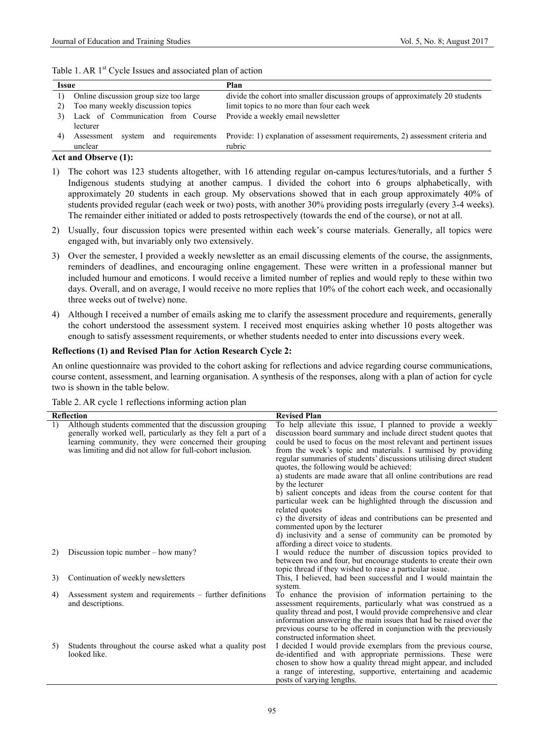Table 1. AR 1st Cycle Issues and associated plan of action

| Issue | Plan |
|---|---|
| 1) Online discussion group size too large | divide the cohort into smaller discussion groups of approximately 20 students |
| 2) Too many weekly discussion topics | limit topics to no more than four each week |
| 3) Lack of Communication from Course lecturer | Provide a weekly email newsletter |
| 4) Assessment system and requirements unclear | Provide: 1) explanation of assessment requirements, 2) assessment criteria and rubric |

**Act and Observe (1):**

1) The cohort was 123 students altogether, with 16 attending regular on-campus lectures/tutorials, and a further 5 Indigenous students studying at another campus. I divided the cohort into 6 groups alphabetically, with approximately 20 students in each group. My observations showed that in each group approximately 40% of students provided regular (each week or two) posts, with another 30% providing posts irregularly (every 3-4 weeks). The remainder either initiated or added to posts retrospectively (towards the end of the course), or not at all.

2) Usually, four discussion topics were presented within each week's course materials. Generally, all topics were engaged with, but invariably only two extensively.

3) Over the semester, I provided a weekly newsletter as an email discussing elements of the course, the assignments, reminders of deadlines, and encouraging online engagement. These were written in a professional manner but included humour and emoticons. I would receive a limited number of replies and would reply to these within two days. Overall, and on average, I would receive no more replies that 10% of the cohort each week, and occasionally three weeks out of twelve) none.

4) Although I received a number of emails asking me to clarify the assessment procedure and requirements, generally the cohort understood the assessment system. I received most enquiries asking whether 10 posts altogether was enough to satisfy assessment requirements, or whether students needed to enter into discussions every week.

**Reflections (1) and Revised Plan for Action Research Cycle 2:**

An online questionnaire was provided to the cohort asking for reflections and advice regarding course communications, course content, assessment, and learning organisation. A synthesis of the responses, along with a plan of action for cycle two is shown in the table below.

Table 2. AR cycle 1 reflections informing action plan

| Reflection | Revised Plan |
|---|---|
| 1) Although students commented that the discussion grouping generally worked well, particularly as they felt a part of a learning community, they were concerned their grouping was limiting and did not allow for full-cohort inclusion. | To help alleviate this issue, I planned to provide a weekly discussion board summary and include direct student quotes that could be used to focus on the most relevant and pertinent issues from the week's topic and materials. I surmised by providing regular summaries of students' discussions utilising direct student quotes, the following would be achieved: a) students are made aware that all online contributions are read by the lecturer b) salient concepts and ideas from the course content for that particular week can be highlighted through the discussion and related quotes c) the diversity of ideas and contributions can be presented and commented upon by the lecturer d) inclusivity and a sense of community can be promoted by affording a direct voice to students. |
| 2) Discussion topic number – how many? | I would reduce the number of discussion topics provided to between two and four, but encourage students to create their own topic thread if they wished to raise a particular issue. |
| 3) Continuation of weekly newsletters | This, I believed, had been successful and I would maintain the system. |
| 4) Assessment system and requirements – further definitions and descriptions. | To enhance the provision of information pertaining to the assessment requirements, particularly what was construed as a quality thread and post, I would provide comprehensive and clear information answering the main issues that had been raised over the previous course to be offered in conjunction with the previously constructed information sheet. |
| 5) Students throughout the course asked what a quality post looked like. | I decided I would provide exemplars from the previous course, de-identified and with appropriate permissions. These were chosen to show how a quality thread might appear, and included a range of interesting, supportive, entertaining and academic posts of varying lengths. |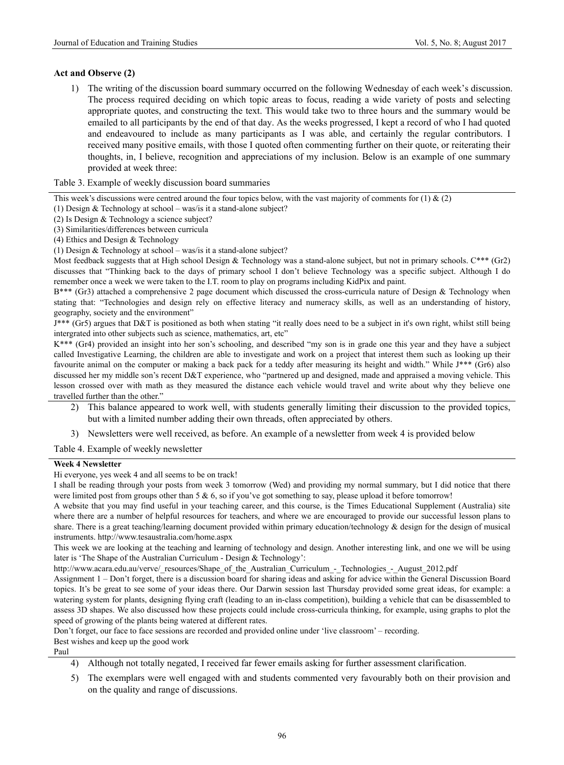**Act and Observe (2)**

1) The writing of the discussion board summary occurred on the following Wednesday of each week's discussion. The process required deciding on which topic areas to focus, reading a wide variety of posts and selecting appropriate quotes, and constructing the text. This would take two to three hours and the summary would be emailed to all participants by the end of that day. As the weeks progressed, I kept a record of who I had quoted and endeavoured to include as many participants as I was able, and certainly the regular contributors. I received many positive emails, with those I quoted often commenting further on their quote, or reiterating their thoughts, in, I believe, recognition and appreciations of my inclusion. Below is an example of one summary provided at week three:

Table 3. Example of weekly discussion board summaries

| |
|---|
| This week's discussions were centred around the four topics below, with the vast majority of comments for (1) & (2)<br>(1) Design & Technology at school – was/is it a stand-alone subject?<br>(2) Is Design & Technology a science subject?<br>(3) Similarities/differences between curricula<br>(4) Ethics and Design & Technology<br>(1) Design & Technology at school – was/is it a stand-alone subject?<br>Most feedback suggests that at High school Design & Technology was a stand-alone subject, but not in primary schools. C*** (Gr2) discusses that "Thinking back to the days of primary school I don't believe Technology was a specific subject. Although I do remember once a week we were taken to the I.T. room to play on programs including KidPix and paint.<br>B*** (Gr3) attached a comprehensive 2 page document which discussed the cross-curricula nature of Design & Technology when stating that: "Technologies and design rely on effective literacy and numeracy skills, as well as an understanding of history, geography, society and the environment"<br>J*** (Gr5) argues that D&T is positioned as both when stating "it really does need to be a subject in it's own right, whilst still being intergrated into other subjects such as science, mathematics, art, etc"<br>K*** (Gr4) provided an insight into her son's schooling, and described "my son is in grade one this year and they have a subject called Investigative Learning, the children are able to investigate and work on a project that interest them such as looking up their favourite animal on the computer or making a back pack for a teddy after measuring its height and width." While J*** (Gr6) also discussed her my middle son's recent D&T experience, who "partnered up and designed, made and appraised a moving vehicle. This lesson crossed over with math as they measured the distance each vehicle would travel and write about why they believe one travelled further than the other." |

2) This balance appeared to work well, with students generally limiting their discussion to the provided topics, but with a limited number adding their own threads, often appreciated by others.

3) Newsletters were well received, as before. An example of a newsletter from week 4 is provided below

Table 4. Example of weekly newsletter

| **Week 4 Newsletter** |
|---|
| Hi everyone, yes week 4 and all seems to be on track!<br>I shall be reading through your posts from week 3 tomorrow (Wed) and providing my normal summary, but I did notice that there were limited post from groups other than 5 & 6, so if you've got something to say, please upload it before tomorrow!<br>A website that you may find useful in your teaching career, and this course, is the Times Educational Supplement (Australia) site where there are a number of helpful resources for teachers, and where we are encouraged to provide our successful lesson plans to share. There is a great teaching/learning document provided within primary education/technology & design for the design of musical instruments. http://www.tesaustralia.com/home.aspx<br>This week we are looking at the teaching and learning of technology and design. Another interesting link, and one we will be using later is 'The Shape of the Australian Curriculum - Design & Technology':<br>http://www.acara.edu.au/verve/_resources/Shape_of_the_Australian_Curriculum_-_Technologies_-_August_2012.pdf<br>Assignment 1 – Don't forget, there is a discussion board for sharing ideas and asking for advice within the General Discussion Board topics. It's be great to see some of your ideas there. Our Darwin session last Thursday provided some great ideas, for example: a watering system for plants, designing flying craft (leading to an in-class competition), building a vehicle that can be disassembled to assess 3D shapes. We also discussed how these projects could include cross-curricula thinking, for example, using graphs to plot the speed of growing of the plants being watered at different rates.<br>Don't forget, our face to face sessions are recorded and provided online under 'live classroom' – recording.<br>Best wishes and keep up the good work<br>Paul |

4) Although not totally negated, I received far fewer emails asking for further assessment clarification.

5) The exemplars were well engaged with and students commented very favourably both on their provision and on the quality and range of discussions.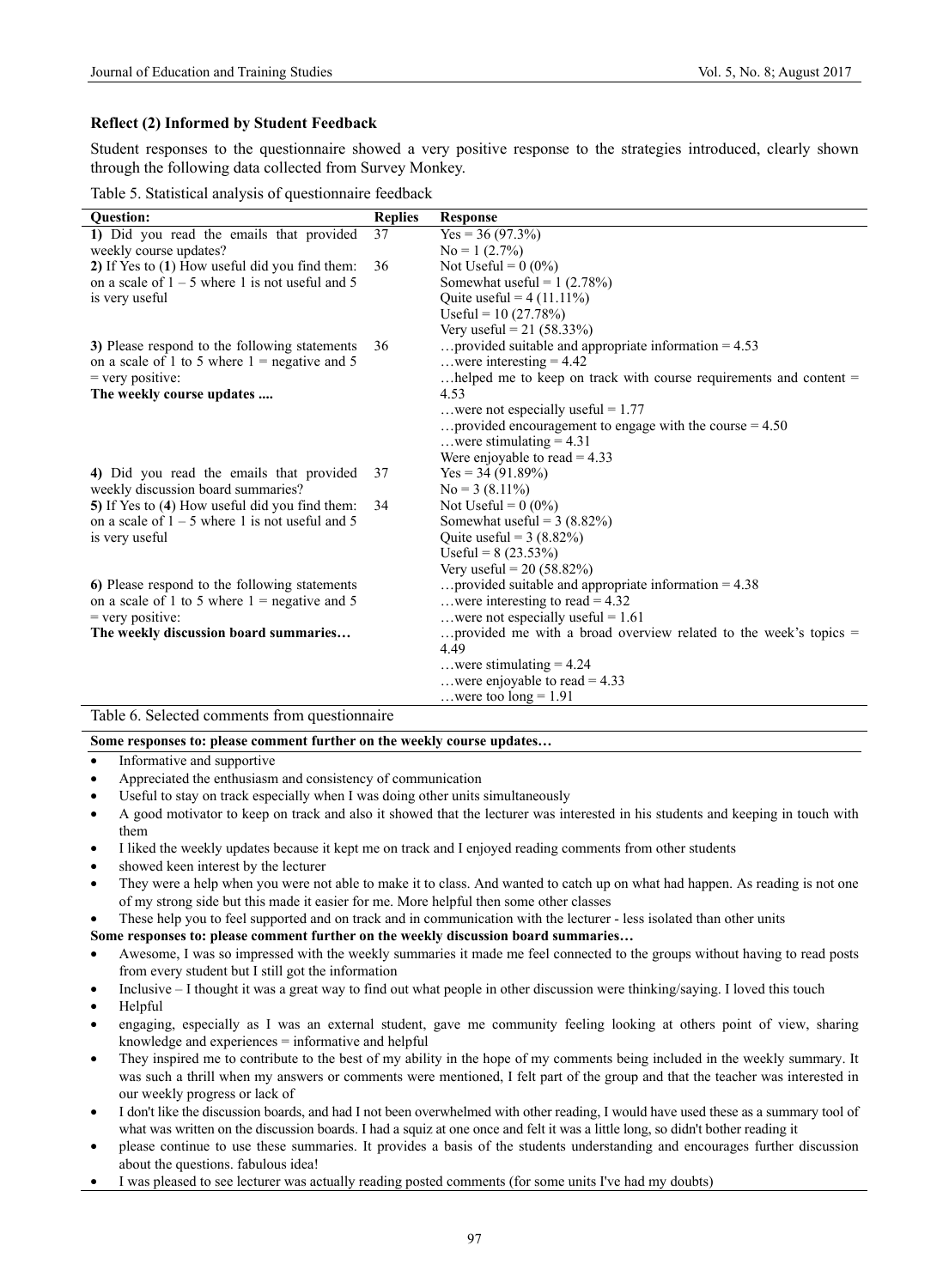**Reflect (2) Informed by Student Feedback**

Student responses to the questionnaire showed a very positive response to the strategies introduced, clearly shown through the following data collected from Survey Monkey.

Table 5. Statistical analysis of questionnaire feedback

| Question: | Replies | Response |
|---|---|---|
| **1)** Did you read the emails that provided weekly course updates? | 37 | Yes = 36 (97.3%)<br>No = 1 (2.7%) |
| **2)** If Yes to (**1**) How useful did you find them: on a scale of 1 – 5 where 1 is not useful and 5 is very useful | 36 | Not Useful = 0 (0%)<br>Somewhat useful = 1 (2.78%)<br>Quite useful = 4 (11.11%)<br>Useful = 10 (27.78%)<br>Very useful = 21 (58.33%) |
| **3)** Please respond to the following statements on a scale of 1 to 5 where 1 = negative and 5 = very positive:<br>**The weekly course updates ....** | 36 | …provided suitable and appropriate information = 4.53<br>…were interesting = 4.42<br>…helped me to keep on track with course requirements and content = 4.53<br>…were not especially useful = 1.77<br>…provided encouragement to engage with the course = 4.50<br>…were stimulating = 4.31<br>Were enjoyable to read = 4.33 |
| **4)** Did you read the emails that provided weekly discussion board summaries? | 37 | Yes = 34 (91.89%)<br>No = 3 (8.11%) |
| **5)** If Yes to (**4**) How useful did you find them: on a scale of 1 – 5 where 1 is not useful and 5 is very useful | 34 | Not Useful = 0 (0%)<br>Somewhat useful = 3 (8.82%)<br>Quite useful = 3 (8.82%)<br>Useful = 8 (23.53%)<br>Very useful = 20 (58.82%) |
| **6)** Please respond to the following statements on a scale of 1 to 5 where 1 = negative and 5 = very positive:<br>**The weekly discussion board summaries…** | | …provided suitable and appropriate information = 4.38<br>…were interesting to read = 4.32<br>…were not especially useful = 1.61<br>…provided me with a broad overview related to the week's topics = 4.49<br>…were stimulating = 4.24<br>…were enjoyable to read = 4.33<br>…were too long = 1.91 |

Table 6. Selected comments from questionnaire

**Some responses to: please comment further on the weekly course updates…**

- Informative and supportive
- Appreciated the enthusiasm and consistency of communication
- Useful to stay on track especially when I was doing other units simultaneously
- A good motivator to keep on track and also it showed that the lecturer was interested in his students and keeping in touch with them
- I liked the weekly updates because it kept me on track and I enjoyed reading comments from other students
- showed keen interest by the lecturer
- They were a help when you were not able to make it to class. And wanted to catch up on what had happen. As reading is not one of my strong side but this made it easier for me. More helpful then some other classes
- These help you to feel supported and on track and in communication with the lecturer - less isolated than other units

**Some responses to: please comment further on the weekly discussion board summaries…**

- Awesome, I was so impressed with the weekly summaries it made me feel connected to the groups without having to read posts from every student but I still got the information
- Inclusive – I thought it was a great way to find out what people in other discussion were thinking/saying. I loved this touch
- Helpful
- engaging, especially as I was an external student, gave me community feeling looking at others point of view, sharing knowledge and experiences = informative and helpful
- They inspired me to contribute to the best of my ability in the hope of my comments being included in the weekly summary. It was such a thrill when my answers or comments were mentioned, I felt part of the group and that the teacher was interested in our weekly progress or lack of
- I don't like the discussion boards, and had I not been overwhelmed with other reading, I would have used these as a summary tool of what was written on the discussion boards. I had a squiz at one once and felt it was a little long, so didn't bother reading it
- please continue to use these summaries. It provides a basis of the students understanding and encourages further discussion about the questions. fabulous idea!
- I was pleased to see lecturer was actually reading posted comments (for some units I've had my doubts)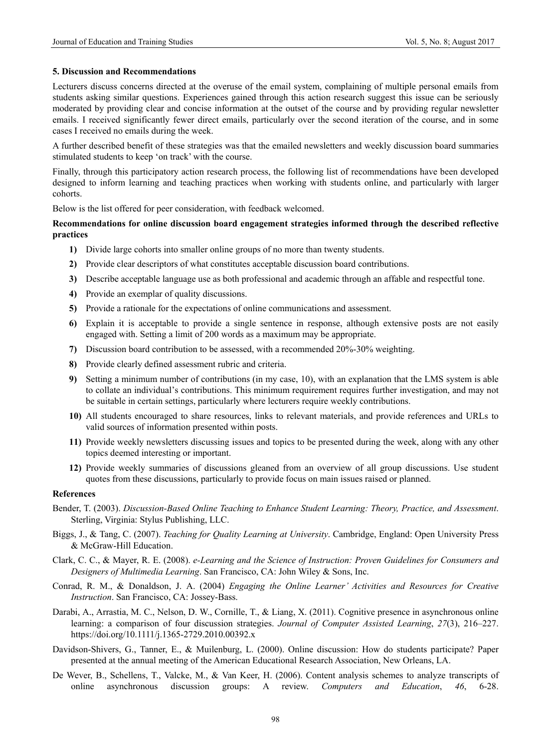## 5. Discussion and Recommendations

Lecturers discuss concerns directed at the overuse of the email system, complaining of multiple personal emails from students asking similar questions. Experiences gained through this action research suggest this issue can be seriously moderated by providing clear and concise information at the outset of the course and by providing regular newsletter emails. I received significantly fewer direct emails, particularly over the second iteration of the course, and in some cases I received no emails during the week.

A further described benefit of these strategies was that the emailed newsletters and weekly discussion board summaries stimulated students to keep 'on track' with the course.

Finally, through this participatory action research process, the following list of recommendations have been developed designed to inform learning and teaching practices when working with students online, and particularly with larger cohorts.

Below is the list offered for peer consideration, with feedback welcomed.

**Recommendations for online discussion board engagement strategies informed through the described reflective practices**

1) Divide large cohorts into smaller online groups of no more than twenty students.
2) Provide clear descriptors of what constitutes acceptable discussion board contributions.
3) Describe acceptable language use as both professional and academic through an affable and respectful tone.
4) Provide an exemplar of quality discussions.
5) Provide a rationale for the expectations of online communications and assessment.
6) Explain it is acceptable to provide a single sentence in response, although extensive posts are not easily engaged with. Setting a limit of 200 words as a maximum may be appropriate.
7) Discussion board contribution to be assessed, with a recommended 20%-30% weighting.
8) Provide clearly defined assessment rubric and criteria.
9) Setting a minimum number of contributions (in my case, 10), with an explanation that the LMS system is able to collate an individual's contributions. This minimum requirement requires further investigation, and may not be suitable in certain settings, particularly where lecturers require weekly contributions.
10) All students encouraged to share resources, links to relevant materials, and provide references and URLs to valid sources of information presented within posts.
11) Provide weekly newsletters discussing issues and topics to be presented during the week, along with any other topics deemed interesting or important.
12) Provide weekly summaries of discussions gleaned from an overview of all group discussions. Use student quotes from these discussions, particularly to provide focus on main issues raised or planned.

## References

Bender, T. (2003). *Discussion-Based Online Teaching to Enhance Student Learning: Theory, Practice, and Assessment*. Sterling, Virginia: Stylus Publishing, LLC.

Biggs, J., & Tang, C. (2007). *Teaching for Quality Learning at University*. Cambridge, England: Open University Press & McGraw-Hill Education.

Clark, C. C., & Mayer, R. E. (2008). *e-Learning and the Science of Instruction: Proven Guidelines for Consumers and Designers of Multimedia Learning*. San Francisco, CA: John Wiley & Sons, Inc.

Conrad, R. M., & Donaldson, J. A. (2004) *Engaging the Online Learner' Activities and Resources for Creative Instruction*. San Francisco, CA: Jossey-Bass.

Darabi, A., Arrastia, M. C., Nelson, D. W., Cornille, T., & Liang, X. (2011). Cognitive presence in asynchronous online learning: a comparison of four discussion strategies. *Journal of Computer Assisted Learning*, *27*(3), 216–227. https://doi.org/10.1111/j.1365-2729.2010.00392.x

Davidson-Shivers, G., Tanner, E., & Muilenburg, L. (2000). Online discussion: How do students participate? Paper presented at the annual meeting of the American Educational Research Association, New Orleans, LA.

De Wever, B., Schellens, T., Valcke, M., & Van Keer, H. (2006). Content analysis schemes to analyze transcripts of online asynchronous discussion groups: A review. *Computers and Education*, *46*, 6-28.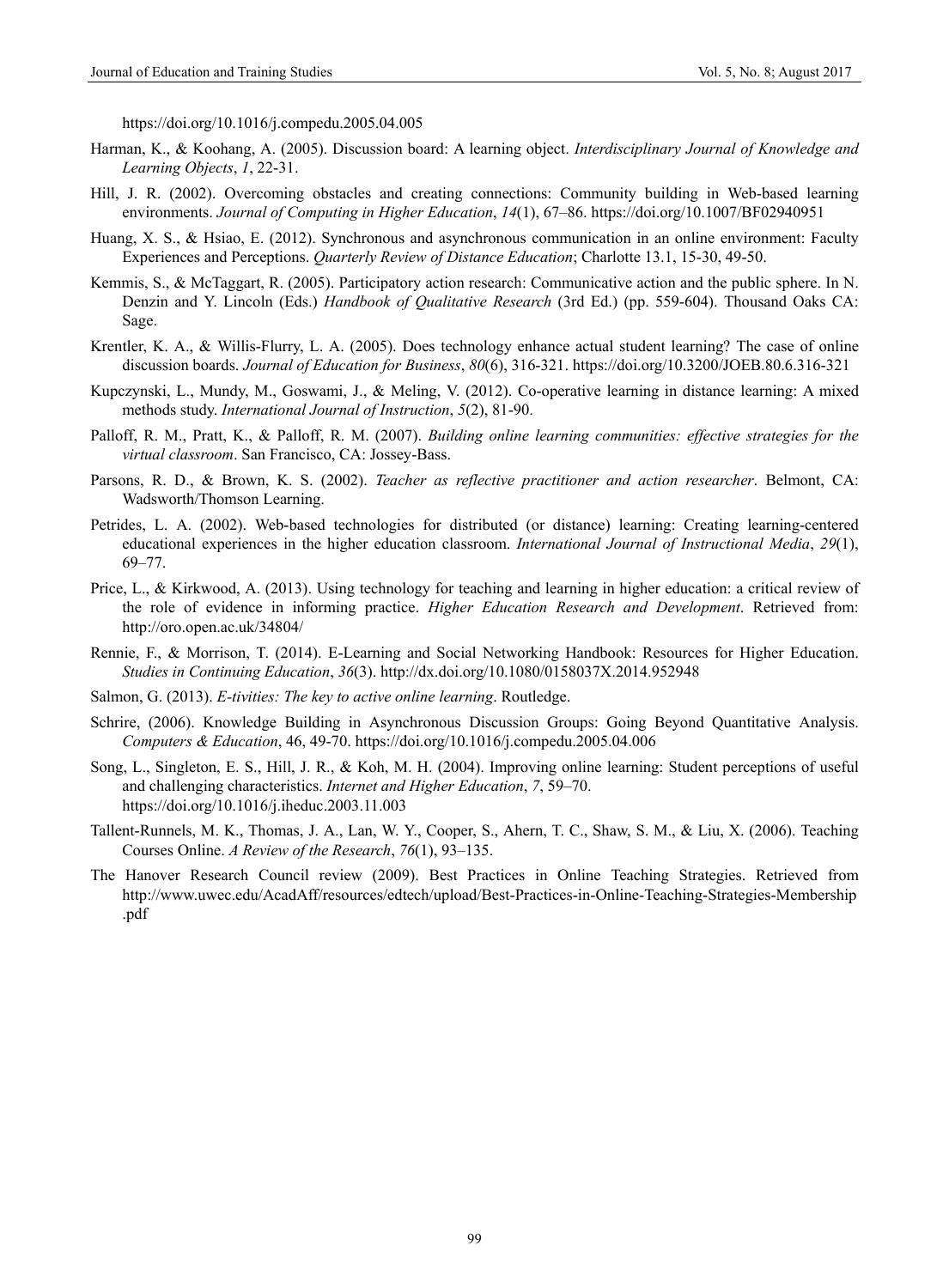https://doi.org/10.1016/j.compedu.2005.04.005

Harman, K., & Koohang, A. (2005). Discussion board: A learning object. *Interdisciplinary Journal of Knowledge and Learning Objects*, *1*, 22-31.

Hill, J. R. (2002). Overcoming obstacles and creating connections: Community building in Web-based learning environments. *Journal of Computing in Higher Education*, *14*(1), 67–86. https://doi.org/10.1007/BF02940951

Huang, X. S., & Hsiao, E. (2012). Synchronous and asynchronous communication in an online environment: Faculty Experiences and Perceptions. *Quarterly Review of Distance Education*; Charlotte 13.1, 15-30, 49-50.

Kemmis, S., & McTaggart, R. (2005). Participatory action research: Communicative action and the public sphere. In N. Denzin and Y. Lincoln (Eds.) *Handbook of Qualitative Research* (3rd Ed.) (pp. 559-604). Thousand Oaks CA: Sage.

Krentler, K. A., & Willis-Flurry, L. A. (2005). Does technology enhance actual student learning? The case of online discussion boards. *Journal of Education for Business*, *80*(6), 316-321. https://doi.org/10.3200/JOEB.80.6.316-321

Kupczynski, L., Mundy, M., Goswami, J., & Meling, V. (2012). Co-operative learning in distance learning: A mixed methods study. *International Journal of Instruction*, *5*(2), 81-90.

Palloff, R. M., Pratt, K., & Palloff, R. M. (2007). *Building online learning communities: effective strategies for the virtual classroom*. San Francisco, CA: Jossey-Bass.

Parsons, R. D., & Brown, K. S. (2002). *Teacher as reflective practitioner and action researcher*. Belmont, CA: Wadsworth/Thomson Learning.

Petrides, L. A. (2002). Web-based technologies for distributed (or distance) learning: Creating learning-centered educational experiences in the higher education classroom. *International Journal of Instructional Media*, *29*(1), 69–77.

Price, L., & Kirkwood, A. (2013). Using technology for teaching and learning in higher education: a critical review of the role of evidence in informing practice. *Higher Education Research and Development*. Retrieved from: http://oro.open.ac.uk/34804/

Rennie, F., & Morrison, T. (2014). E-Learning and Social Networking Handbook: Resources for Higher Education. *Studies in Continuing Education*, *36*(3). http://dx.doi.org/10.1080/0158037X.2014.952948

Salmon, G. (2013). *E-tivities: The key to active online learning*. Routledge.

Schrire, (2006). Knowledge Building in Asynchronous Discussion Groups: Going Beyond Quantitative Analysis. *Computers & Education*, 46, 49-70. https://doi.org/10.1016/j.compedu.2005.04.006

Song, L., Singleton, E. S., Hill, J. R., & Koh, M. H. (2004). Improving online learning: Student perceptions of useful and challenging characteristics. *Internet and Higher Education*, *7*, 59–70. https://doi.org/10.1016/j.iheduc.2003.11.003

Tallent-Runnels, M. K., Thomas, J. A., Lan, W. Y., Cooper, S., Ahern, T. C., Shaw, S. M., & Liu, X. (2006). Teaching Courses Online. *A Review of the Research*, *76*(1), 93–135.

The Hanover Research Council review (2009). Best Practices in Online Teaching Strategies. Retrieved from http://www.uwec.edu/AcadAff/resources/edtech/upload/Best-Practices-in-Online-Teaching-Strategies-Membership.pdf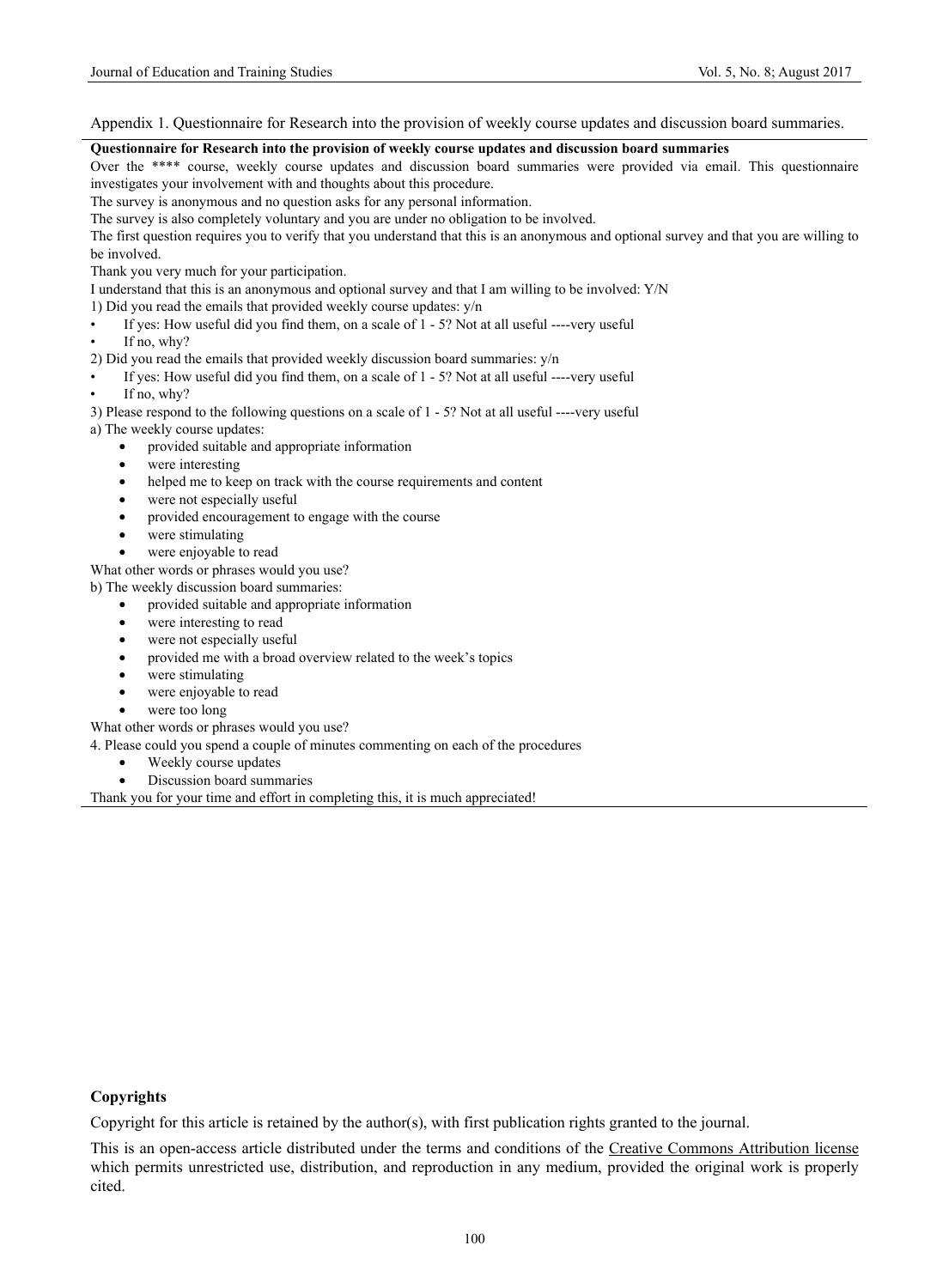Appendix 1. Questionnaire for Research into the provision of weekly course updates and discussion board summaries.

**Questionnaire for Research into the provision of weekly course updates and discussion board summaries**

Over the **** course, weekly course updates and discussion board summaries were provided via email. This questionnaire investigates your involvement with and thoughts about this procedure.

The survey is anonymous and no question asks for any personal information.

The survey is also completely voluntary and you are under no obligation to be involved.

The first question requires you to verify that you understand that this is an anonymous and optional survey and that you are willing to be involved.

Thank you very much for your participation.

I understand that this is an anonymous and optional survey and that I am willing to be involved: Y/N

1) Did you read the emails that provided weekly course updates: y/n

- If yes: How useful did you find them, on a scale of 1 - 5? Not at all useful ----very useful
- If no, why?

2) Did you read the emails that provided weekly discussion board summaries: y/n

- If yes: How useful did you find them, on a scale of 1 - 5? Not at all useful ----very useful
- If no, why?

3) Please respond to the following questions on a scale of 1 - 5? Not at all useful ----very useful

a) The weekly course updates:

- provided suitable and appropriate information
- were interesting
- helped me to keep on track with the course requirements and content
- were not especially useful
- provided encouragement to engage with the course
- were stimulating
- were enjoyable to read

What other words or phrases would you use?

b) The weekly discussion board summaries:

- provided suitable and appropriate information
- were interesting to read
- were not especially useful
- provided me with a broad overview related to the week's topics
- were stimulating
- were enjoyable to read
- were too long

What other words or phrases would you use?

4. Please could you spend a couple of minutes commenting on each of the procedures

- Weekly course updates
- Discussion board summaries

Thank you for your time and effort in completing this, it is much appreciated!

**Copyrights**

Copyright for this article is retained by the author(s), with first publication rights granted to the journal.

This is an open-access article distributed under the terms and conditions of the Creative Commons Attribution license which permits unrestricted use, distribution, and reproduction in any medium, provided the original work is properly cited.